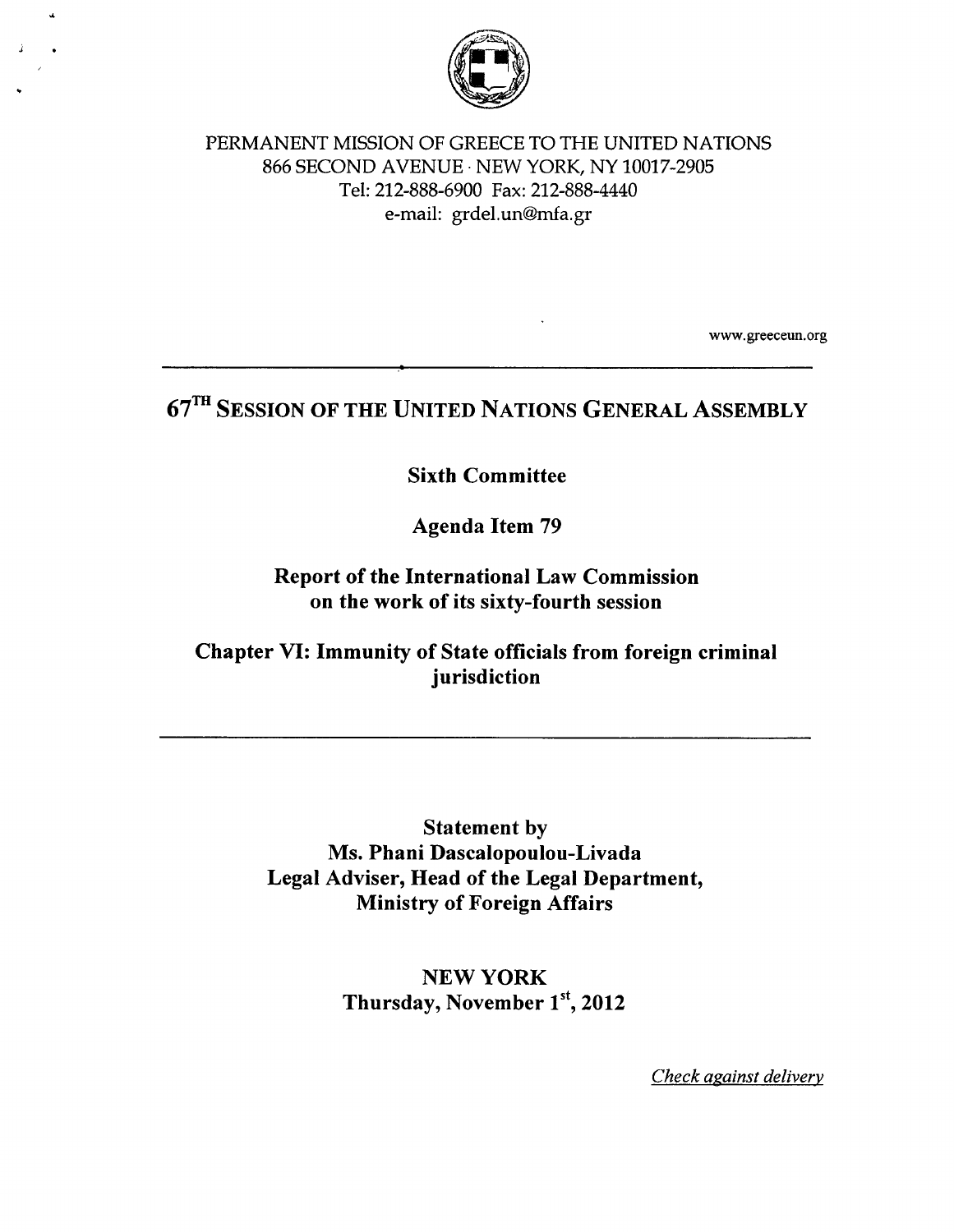PERMANENT MISSION OF GREECE TO THE UNITED NATIONS
866 SECOND AVENUE · NEW YORK, NY 10017-2905
Tel: 212-888-6900 Fax: 212-888-4440
e-mail: grdel.un@mfa.gr

www.greeceun.org

---

# 67TH SESSION OF THE UNITED NATIONS GENERAL ASSEMBLY

## Sixth Committee

## Agenda Item 79

## Report of the International Law Commission on the work of its sixty-fourth session

## Chapter VI: Immunity of State officials from foreign criminal jurisdiction

---

**Statement by**
**Ms. Phani Dascalopoulou-Livada**
**Legal Adviser, Head of the Legal Department,**
**Ministry of Foreign Affairs**

**NEW YORK**
**Thursday, November 1st, 2012**

*Check against delivery*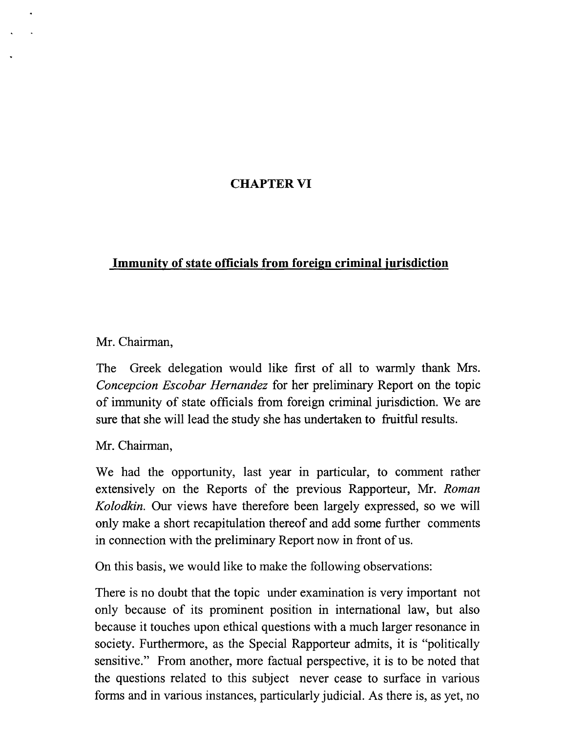## CHAPTER VI

**Immunity of state officials from foreign criminal jurisdiction**

Mr. Chairman,

The Greek delegation would like first of all to warmly thank Mrs. *Concepcion Escobar Hernandez* for her preliminary Report on the topic of immunity of state officials from foreign criminal jurisdiction. We are sure that she will lead the study she has undertaken to fruitful results.

Mr. Chairman,

We had the opportunity, last year in particular, to comment rather extensively on the Reports of the previous Rapporteur, Mr. *Roman Kolodkin*. Our views have therefore been largely expressed, so we will only make a short recapitulation thereof and add some further comments in connection with the preliminary Report now in front of us.

On this basis, we would like to make the following observations:

There is no doubt that the topic under examination is very important not only because of its prominent position in international law, but also because it touches upon ethical questions with a much larger resonance in society. Furthermore, as the Special Rapporteur admits, it is "politically sensitive." From another, more factual perspective, it is to be noted that the questions related to this subject never cease to surface in various forms and in various instances, particularly judicial. As there is, as yet, no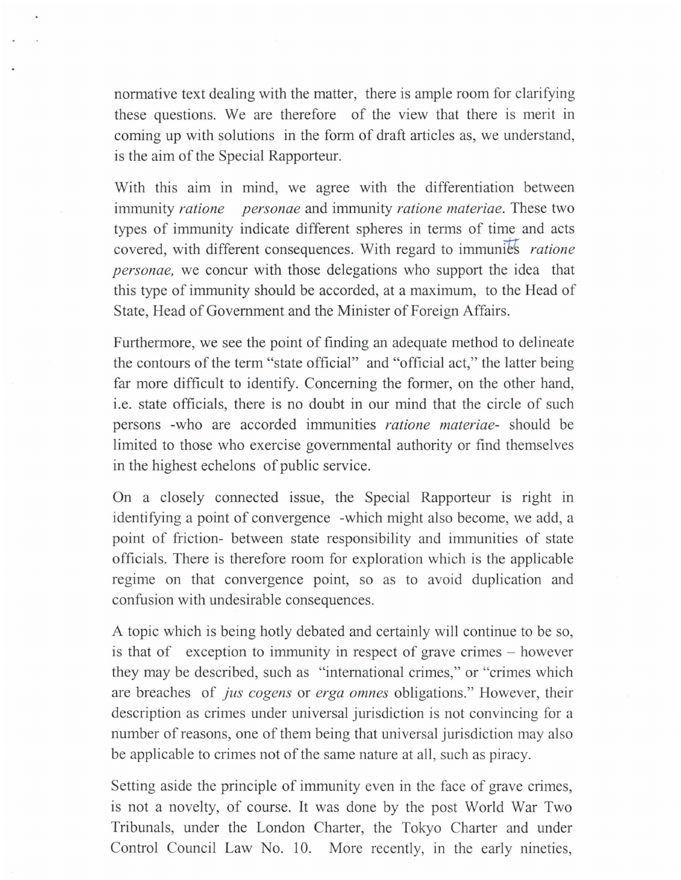normative text dealing with the matter, there is ample room for clarifying these questions. We are therefore of the view that there is merit in coming up with solutions in the form of draft articles as, we understand, is the aim of the Special Rapporteur.

With this aim in mind, we agree with the differentiation between immunity *ratione personae* and immunity *ratione materiae*. These two types of immunity indicate different spheres in terms of time and acts covered, with different consequences. With regard to immunity *ratione personae,* we concur with those delegations who support the idea that this type of immunity should be accorded, at a maximum, to the Head of State, Head of Government and the Minister of Foreign Affairs.

Furthermore, we see the point of finding an adequate method to delineate the contours of the term "state official" and "official act," the latter being far more difficult to identify. Concerning the former, on the other hand, i.e. state officials, there is no doubt in our mind that the circle of such persons -who are accorded immunities *ratione materiae*- should be limited to those who exercise governmental authority or find themselves in the highest echelons of public service.

On a closely connected issue, the Special Rapporteur is right in identifying a point of convergence -which might also become, we add, a point of friction- between state responsibility and immunities of state officials. There is therefore room for exploration which is the applicable regime on that convergence point, so as to avoid duplication and confusion with undesirable consequences.

A topic which is being hotly debated and certainly will continue to be so, is that of exception to immunity in respect of grave crimes – however they may be described, such as "international crimes," or "crimes which are breaches of *jus cogens* or *erga omnes* obligations." However, their description as crimes under universal jurisdiction is not convincing for a number of reasons, one of them being that universal jurisdiction may also be applicable to crimes not of the same nature at all, such as piracy.

Setting aside the principle of immunity even in the face of grave crimes, is not a novelty, of course. It was done by the post World War Two Tribunals, under the London Charter, the Tokyo Charter and under Control Council Law No. 10. More recently, in the early nineties,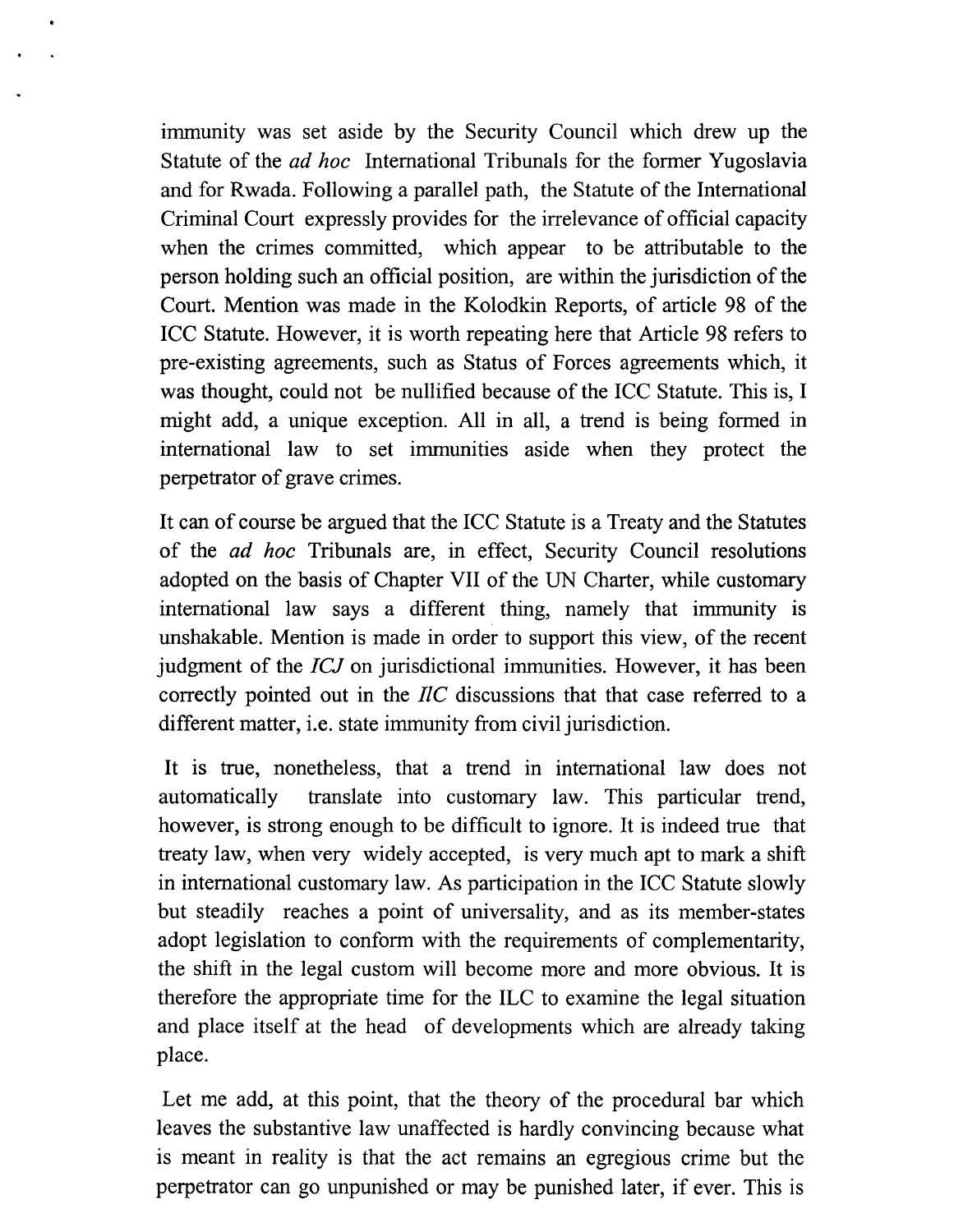immunity was set aside by the Security Council which drew up the Statute of the *ad hoc* International Tribunals for the former Yugoslavia and for Rwada. Following a parallel path, the Statute of the International Criminal Court expressly provides for the irrelevance of official capacity when the crimes committed, which appear to be attributable to the person holding such an official position, are within the jurisdiction of the Court. Mention was made in the Kolodkin Reports, of article 98 of the ICC Statute. However, it is worth repeating here that Article 98 refers to pre-existing agreements, such as Status of Forces agreements which, it was thought, could not be nullified because of the ICC Statute. This is, I might add, a unique exception. All in all, a trend is being formed in international law to set immunities aside when they protect the perpetrator of grave crimes.

It can of course be argued that the ICC Statute is a Treaty and the Statutes of the *ad hoc* Tribunals are, in effect, Security Council resolutions adopted on the basis of Chapter VII of the UN Charter, while customary international law says a different thing, namely that immunity is unshakable. Mention is made in order to support this view, of the recent judgment of the *ICJ* on jurisdictional immunities. However, it has been correctly pointed out in the *IlC* discussions that that case referred to a different matter, i.e. state immunity from civil jurisdiction.

It is true, nonetheless, that a trend in international law does not automatically translate into customary law. This particular trend, however, is strong enough to be difficult to ignore. It is indeed true that treaty law, when very widely accepted, is very much apt to mark a shift in international customary law. As participation in the ICC Statute slowly but steadily reaches a point of universality, and as its member-states adopt legislation to conform with the requirements of complementarity, the shift in the legal custom will become more and more obvious. It is therefore the appropriate time for the ILC to examine the legal situation and place itself at the head of developments which are already taking place.

Let me add, at this point, that the theory of the procedural bar which leaves the substantive law unaffected is hardly convincing because what is meant in reality is that the act remains an egregious crime but the perpetrator can go unpunished or may be punished later, if ever. This is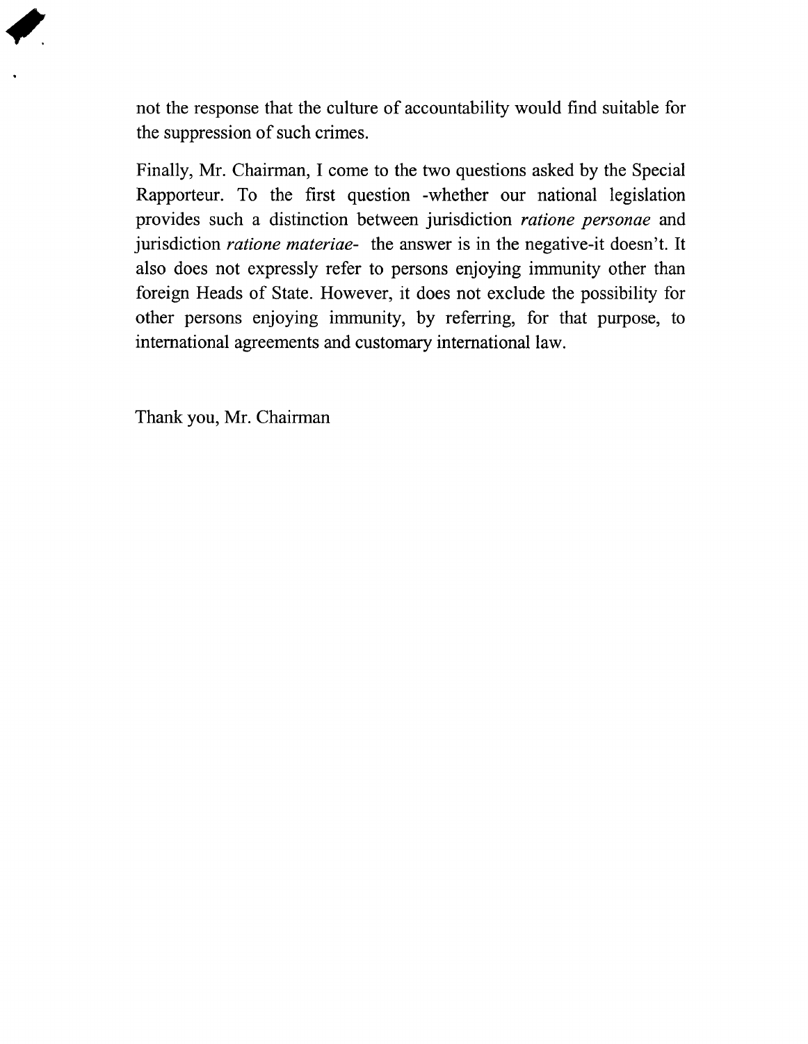not the response that the culture of accountability would find suitable for the suppression of such crimes.

Finally, Mr. Chairman, I come to the two questions asked by the Special Rapporteur. To the first question -whether our national legislation provides such a distinction between jurisdiction *ratione personae* and jurisdiction *ratione materiae*- the answer is in the negative-it doesn't. It also does not expressly refer to persons enjoying immunity other than foreign Heads of State. However, it does not exclude the possibility for other persons enjoying immunity, by referring, for that purpose, to international agreements and customary international law.

Thank you, Mr. Chairman